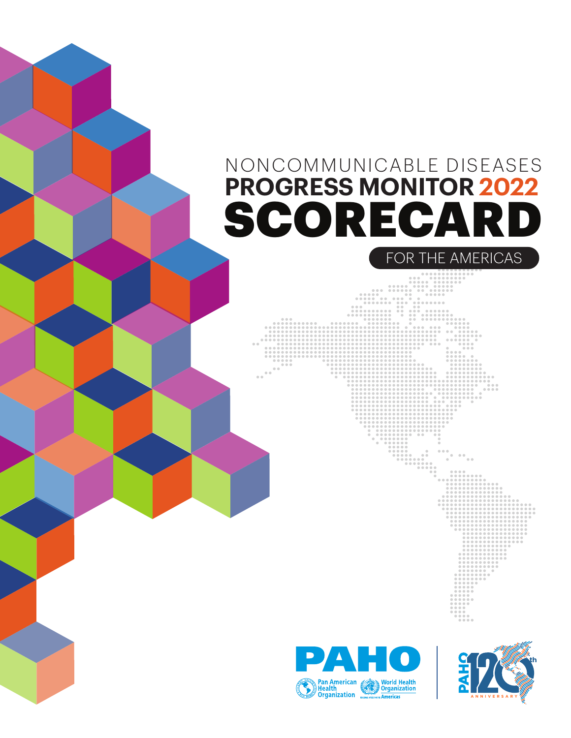# NONCOMMUNICABLE DISEASES PROGRESS MONITOR 2022 SCORECARD

FOR THE AMERICAS

PAHO

Pan American Health Organization

World Health Organization Americas

PAHO 120th ANNIVERSARY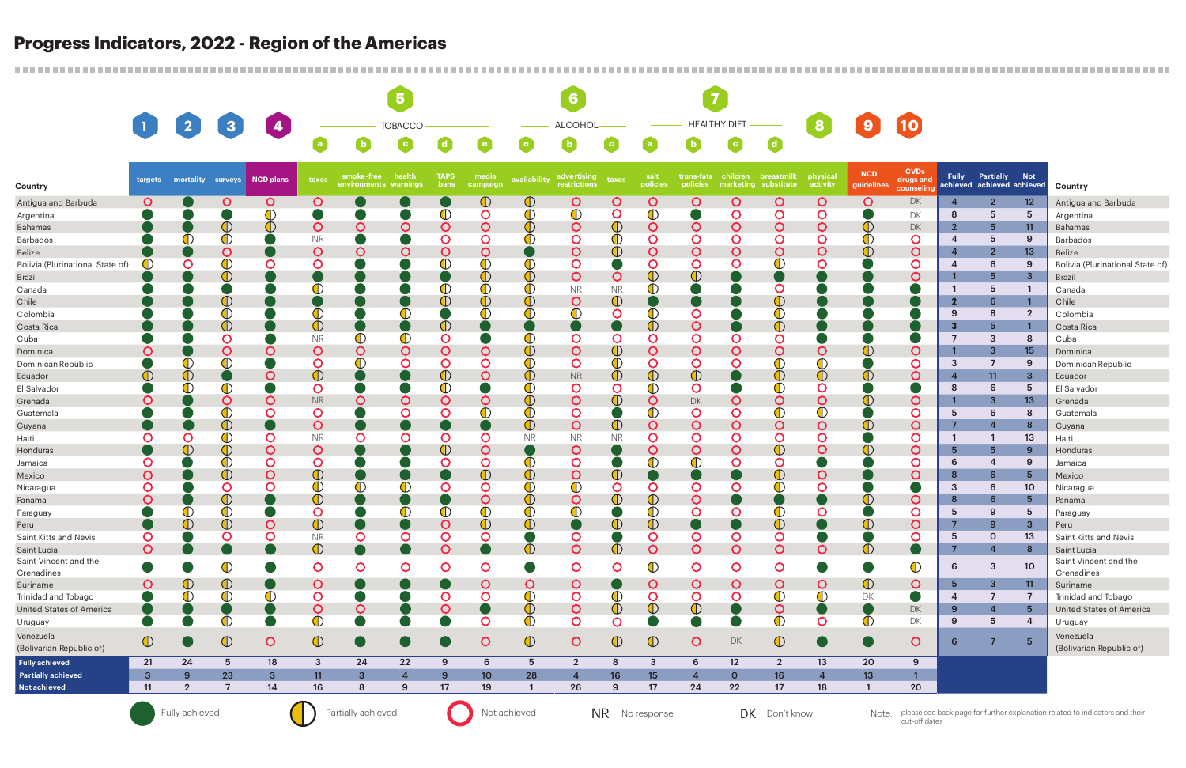# Progress Indicators, 2022 - Region of the Americas

Legend: ● Fully achieved; ◐ Partially achieved; ○ Not achieved; NR No response; DK Don't know

| Country | 1 targets | 2 mortality | 3 surveys | 4 NCD plans | 5a TOBACCO taxes | 5b smoke-free environments | 5c health warnings | 5d TAPS bans | 5e media campaign | 6a ALCOHOL availability | 6b advertising restrictions | 6c taxes | 7a HEALTHY DIET salt policies | 7b trans-fats policies | 7c children marketing | 7d breastmilk substitute | 8 physical activity | 9 NCD guidelines | 10 CVDs drugs and counseling | Fully achieved | Partially achieved | Not achieved | Country |
|---|---|---|---|---|---|---|---|---|---|---|---|---|---|---|---|---|---|---|---|---|---|---|---|
| Antigua and Barbuda | ○ | ● | ○ | ○ | ○ | ● | ● | ● | ◐ | ◐ | ○ | ○ | ○ | ○ | ○ | ○ | ○ | ○ | DK | 4 | 2 | 12 | Antigua and Barbuda |
| Argentina | ● | ● | ● | ◐ | ● | ● | ● | ◐ | ○ | ◐ | ◐ | ○ | ◐ | ● | ○ | ○ | ○ | ● | DK | 8 | 5 | 5 | Argentina |
| Bahamas | ● | ● | ◐ | ◐ | ○ | ○ | ○ | ○ | ○ | ◐ | ○ | ◐ | ○ | ○ | ○ | ○ | ○ | ◐ | DK | 2 | 5 | 11 | Bahamas |
| Barbados | ● | ◐ | ◐ | ● | NR | ● | ● | ○ | ○ | ◐ | ○ | ◐ | ○ | ○ | ○ | ○ | ○ | ◐ | ○ | 4 | 5 | 9 | Barbados |
| Belize | ● | ● | ○ | ● | ○ | ○ | ○ | ○ | ○ | ● | ○ | ◐ | ○ | ○ | ○ | ○ | ○ | ◐ | ○ | 4 | 2 | 13 | Belize |
| Bolivia (Plurinational State of) | ◐ | ○ | ◐ | ○ | ○ | ● | ● | ◐ | ◐ | ◐ | ○ | ● | ○ | ○ | ○ | ◐ | ○ | ● | ○ | 4 | 6 | 9 | Bolivia (Plurinational State of) |
| Brazil | ● | ● | ◐ | ● | ● | ● | ● | ● | ◐ | ◐ | ○ | ○ | ◐ | ◐ | ● | ● | ● | ● | ○ | 11 | 5 | 3 | Brazil |
| Canada | ● | ● | ● | ● | ◐ | ● | ● | ◐ | ◐ | ◐ | NR | NR | ◐ | ● | ● | ○ | ● | ● | ● | 11 | 5 | 1 | Canada |
| Chile | ● | ● | ◐ | ● | ● | ● | ● | ◐ | ◐ | ◐ | ○ | ◐ | ● | ● | ● | ◐ | ● | ● | ● | 12 | 6 | 1 | Chile |
| Colombia | ● | ● | ◐ | ● | ◐ | ● | ◐ | ● | ◐ | ◐ | ◐ | ○ | ◐ | ○ | ● | ◐ | ● | ● | ● | 9 | 8 | 2 | Colombia |
| Costa Rica | ● | ● | ◐ | ● | ◐ | ● | ● | ◐ | ● | ● | ● | ● | ◐ | ○ | ● | ◐ | ● | ● | ● | 13 | 5 | 1 | Costa Rica |
| Cuba | ● | ● | ○ | ● | NR | ◐ | ◐ | ○ | ● | ◐ | ○ | ○ | ○ | ○ | ○ | ○ | ● | ● | ● | 7 | 3 | 8 | Cuba |
| Dominica | ○ | ● | ○ | ○ | ○ | ○ | ○ | ○ | ○ | ◐ | ○ | ◐ | ○ | ○ | ○ | ○ | ○ | ◐ | ○ | 1 | 3 | 15 | Dominica |
| Dominican Republic | ● | ◐ | ◐ | ● | ○ | ◐ | ○ | ○ | ○ | ◐ | ○ | ◐ | ○ | ○ | ○ | ◐ | ◐ | ● | ○ | 3 | 7 | 9 | Dominican Republic |
| Ecuador | ◐ | ◐ | ● | ○ | ◐ | ● | ● | ◐ | ○ | ◐ | NR | ◐ | ◐ | ◐ | ● | ◐ | ◐ | ● | ○ | 4 | 11 | 3 | Ecuador |
| El Salvador | ● | ◐ | ◐ | ● | ○ | ● | ● | ◐ | ● | ◐ | ○ | ○ | ◐ | ○ | ● | ◐ | ○ | ● | ● | 8 | 6 | 5 | El Salvador |
| Grenada | ○ | ● | ○ | ○ | NR | ○ | ○ | ○ | ○ | ◐ | ○ | ◐ | ○ | DK | ○ | ○ | ○ | ◐ | ○ | 1 | 3 | 13 | Grenada |
| Guatemala | ● | ● | ◐ | ○ | ○ | ● | ○ | ○ | ◐ | ◐ | ○ | ● | ◐ | ○ | ○ | ◐ | ◐ | ● | ○ | 5 | 6 | 8 | Guatemala |
| Guyana | ● | ● | ◐ | ● | ○ | ● | ● | ● | ● | ◐ | ○ | ◐ | ○ | ○ | ○ | ○ | ○ | ◐ | ○ | 7 | 4 | 8 | Guyana |
| Haiti | ○ | ○ | ◐ | ○ | NR | ○ | ○ | ○ | ○ | NR | NR | NR | ○ | ○ | ○ | ○ | ○ | ● | ○ | 1 | 1 | 13 | Haiti |
| Honduras | ● | ◐ | ◐ | ● | ○ | ● | ● | ◐ | ○ | ● | ○ | ● | ○ | ○ | ○ | ◐ | ○ | ◐ | ○ | 5 | 5 | 9 | Honduras |
| Jamaica | ○ | ● | ◐ | ○ | ○ | ● | ● | ○ | ○ | ◐ | ○ | ● | ◐ | ◐ | ○ | ○ | ● | ● | ○ | 6 | 4 | 9 | Jamaica |
| Mexico | ○ | ● | ◐ | ○ | ◐ | ● | ● | ● | ◐ | ◐ | ○ | ◐ | ● | ● | ● | ◐ | ○ | ● | ○ | 8 | 6 | 5 | Mexico |
| Nicaragua | ○ | ● | ○ | ○ | ◐ | ◐ | ◐ | ○ | ○ | ◐ | ◐ | ○ | ○ | ○ | ○ | ◐ | ○ | ● | ● | 3 | 6 | 10 | Nicaragua |
| Panama | ○ | ● | ◐ | ● | ◐ | ● | ● | ● | ○ | ◐ | ○ | ◐ | ◐ | ○ | ● | ● | ● | ◐ | ○ | 8 | 6 | 5 | Panama |
| Paraguay | ● | ◐ | ◐ | ● | ○ | ● | ◐ | ◐ | ◐ | ◐ | ◐ | ● | ◐ | ○ | ○ | ◐ | ○ | ● | ○ | 5 | 9 | 5 | Paraguay |
| Peru | ● | ◐ | ◐ | ○ | ◐ | ● | ● | ○ | ◐ | ◐ | ● | ◐ | ◐ | ● | ● | ◐ | ● | ◐ | ○ | 7 | 9 | 3 | Peru |
| Saint Kitts and Nevis | ○ | ● | ○ | ○ | NR | ○ | ○ | ○ | ○ | ● | ○ | ● | ○ | ○ | ○ | ○ | ● | ● | ○ | 5 | 0 | 13 | Saint Kitts and Nevis |
| Saint Lucia | ○ | ● | ● | ● | ◐ | ● | ● | ○ | ● | ◐ | ○ | ◐ | ○ | ○ | ○ | ○ | ○ | ◐ | ● | 7 | 4 | 8 | Saint Lucia |
| Saint Vincent and the Grenadines | ● | ● | ◐ | ● | ○ | ○ | ○ | ○ | ○ | ● | ○ | ○ | ◐ | ○ | ○ | ○ | ● | ● | ◐ | 6 | 3 | 10 | Saint Vincent and the Grenadines |
| Suriname | ○ | ◐ | ◐ | ○ | ○ | ● | ● | ● | ○ | ○ | ○ | ● | ○ | ○ | ○ | ○ | ○ | ◐ | ○ | 5 | 3 | 11 | Suriname |
| Trinidad and Tobago | ● | ◐ | ◐ | ◐ | ○ | ● | ● | ○ | ○ | ◐ | ○ | ◐ | ○ | ○ | ○ | ◐ | ◐ | DK | ● | 4 | 7 | 7 | Trinidad and Tobago |
| United States of America | ● | ● | ● | ● | ○ | ○ | ● | ○ | ● | ◐ | ○ | ◐ | ◐ | ◐ | ● | ○ | ● | ● | DK | 9 | 4 | 5 | United States of America |
| Uruguay | ● | ● | ◐ | ● | ◐ | ● | ● | ● | ○ | ◐ | ○ | ○ | ● | ● | ● | ◐ | ○ | ◐ | DK | 9 | 5 | 4 | Uruguay |
| Venezuela (Bolivarian Republic of) | ◐ | ● | ◐ | ○ | ◐ | ● | ● | ● | ○ | ◐ | ○ | ◐ | ◐ | ○ | DK | ◐ | ● | ● | ○ | 6 | 7 | 5 | Venezuela (Bolivarian Republic of) |
| **Fully achieved** | 21 | 24 | 5 | 18 | 3 | 24 | 22 | 9 | 6 | 5 | 2 | 8 | 3 | 6 | 12 | 2 | 13 | 20 | 9 | | | | |
| **Partially achieved** | 3 | 9 | 23 | 3 | 11 | 3 | 4 | 9 | 10 | 28 | 4 | 16 | 15 | 4 | 0 | 16 | 4 | 13 | 1 | | | | |
| **Not achieved** | 11 | 2 | 7 | 14 | 16 | 8 | 9 | 17 | 19 | 1 | 26 | 9 | 17 | 24 | 22 | 17 | 18 | 1 | 20 | | | | |

● Fully achieved ◐ Partially achieved ○ Not achieved NR No response DK Don't know

Note: please see back page for further explanation related to indicators and their cut-off dates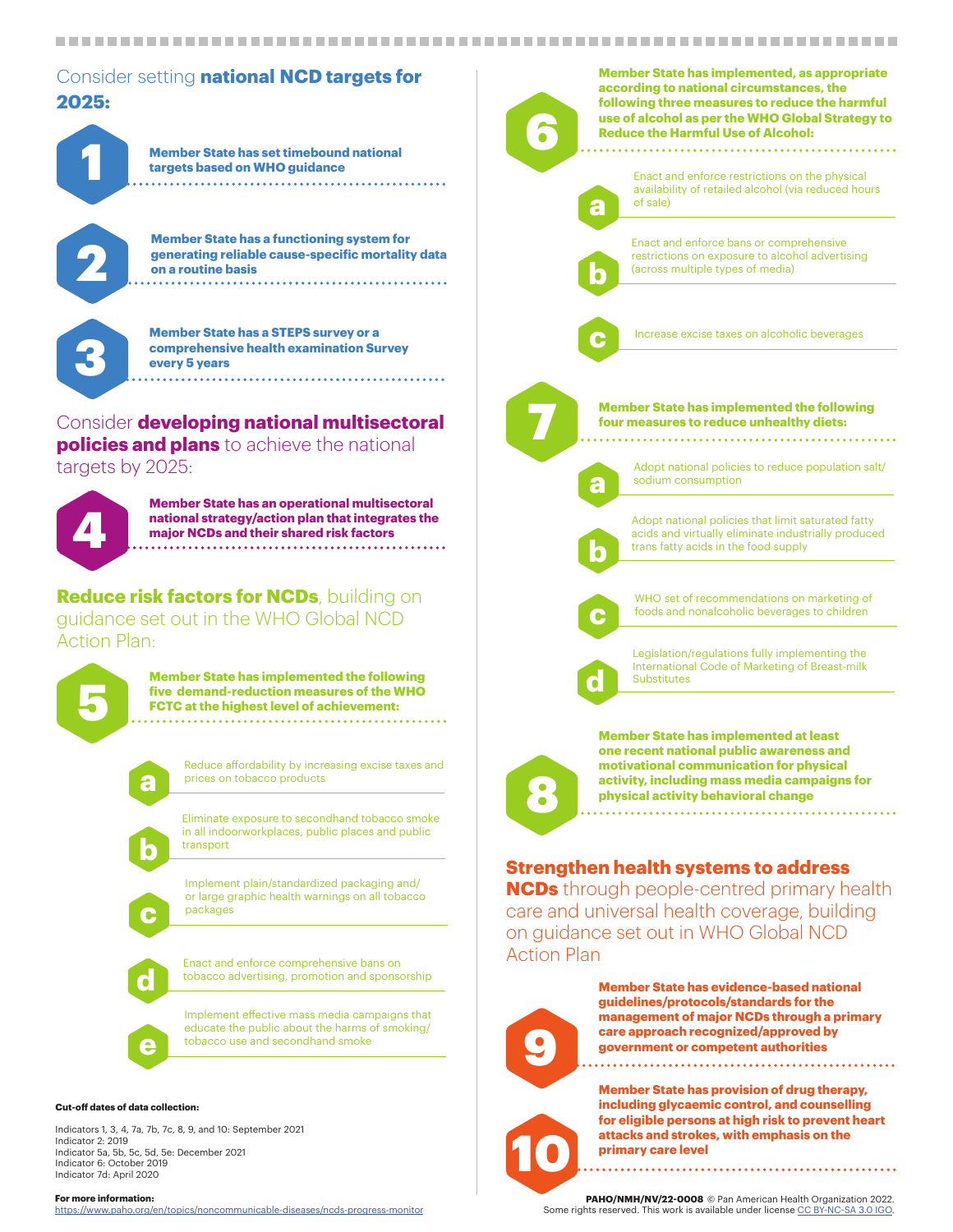## Consider setting **national NCD targets for 2025:**

**1** **Member State has set timebound national targets based on WHO guidance**

**2** **Member State has a functioning system for generating reliable cause-specific mortality data on a routine basis**

**3** **Member State has a STEPS survey or a comprehensive health examination Survey every 5 years**

## Consider **developing national multisectoral policies and plans** to achieve the national targets by 2025:

**4** **Member State has an operational multisectoral national strategy/action plan that integrates the major NCDs and their shared risk factors**

## **Reduce risk factors for NCDs**, building on guidance set out in the WHO Global NCD Action Plan:

**5** **Member State has implemented the following five demand-reduction measures of the WHO FCTC at the highest level of achievement:**

- **a** Reduce affordability by increasing excise taxes and prices on tobacco products
- **b** Eliminate exposure to secondhand tobacco smoke in all indoorworkplaces, public places and public transport
- **c** Implement plain/standardized packaging and/or large graphic health warnings on all tobacco packages
- **d** Enact and enforce comprehensive bans on tobacco advertising, promotion and sponsorship
- **e** Implement effective mass media campaigns that educate the public about the harms of smoking/tobacco use and secondhand smoke

**6** **Member State has implemented, as appropriate according to national circumstances, the following three measures to reduce the harmful use of alcohol as per the WHO Global Strategy to Reduce the Harmful Use of Alcohol:**

- **a** Enact and enforce restrictions on the physical availability of retailed alcohol (via reduced hours of sale)
- **b** Enact and enforce bans or comprehensive restrictions on exposure to alcohol advertising (across multiple types of media)
- **c** Increase excise taxes on alcoholic beverages

**7** **Member State has implemented the following four measures to reduce unhealthy diets:**

- **a** Adopt national policies to reduce population salt/sodium consumption
- **b** Adopt national policies that limit saturated fatty acids and virtually eliminate industrially produced trans fatty acids in the food supply
- **c** WHO set of recommendations on marketing of foods and nonalcoholic beverages to children
- **d** Legislation/regulations fully implementing the International Code of Marketing of Breast-milk Substitutes

**8** **Member State has implemented at least one recent national public awareness and motivational communication for physical activity, including mass media campaigns for physical activity behavioral change**

## **Strengthen health systems to address NCDs** through people-centred primary health care and universal health coverage, building on guidance set out in WHO Global NCD Action Plan

**9** **Member State has evidence-based national guidelines/protocols/standards for the management of major NCDs through a primary care approach recognized/approved by government or competent authorities**

**10** **Member State has provision of drug therapy, including glycaemic control, and counselling for eligible persons at high risk to prevent heart attacks and strokes, with emphasis on the primary care level**

**Cut-off dates of data collection:**

Indicators 1, 3, 4, 7a, 7b, 7c, 8, 9, and 10: September 2021
Indicator 2: 2019
Indicator 5a, 5b, 5c, 5d, 5e: December 2021
Indicator 6: October 2019
Indicator 7d: April 2020

**For more information:**
https://www.paho.org/en/topics/noncommunicable-diseases/ncds-progress-monitor

**PAHO/NMH/NV/22-0008** © Pan American Health Organization 2022. Some rights reserved. This work is available under license CC BY-NC-SA 3.0 IGO.